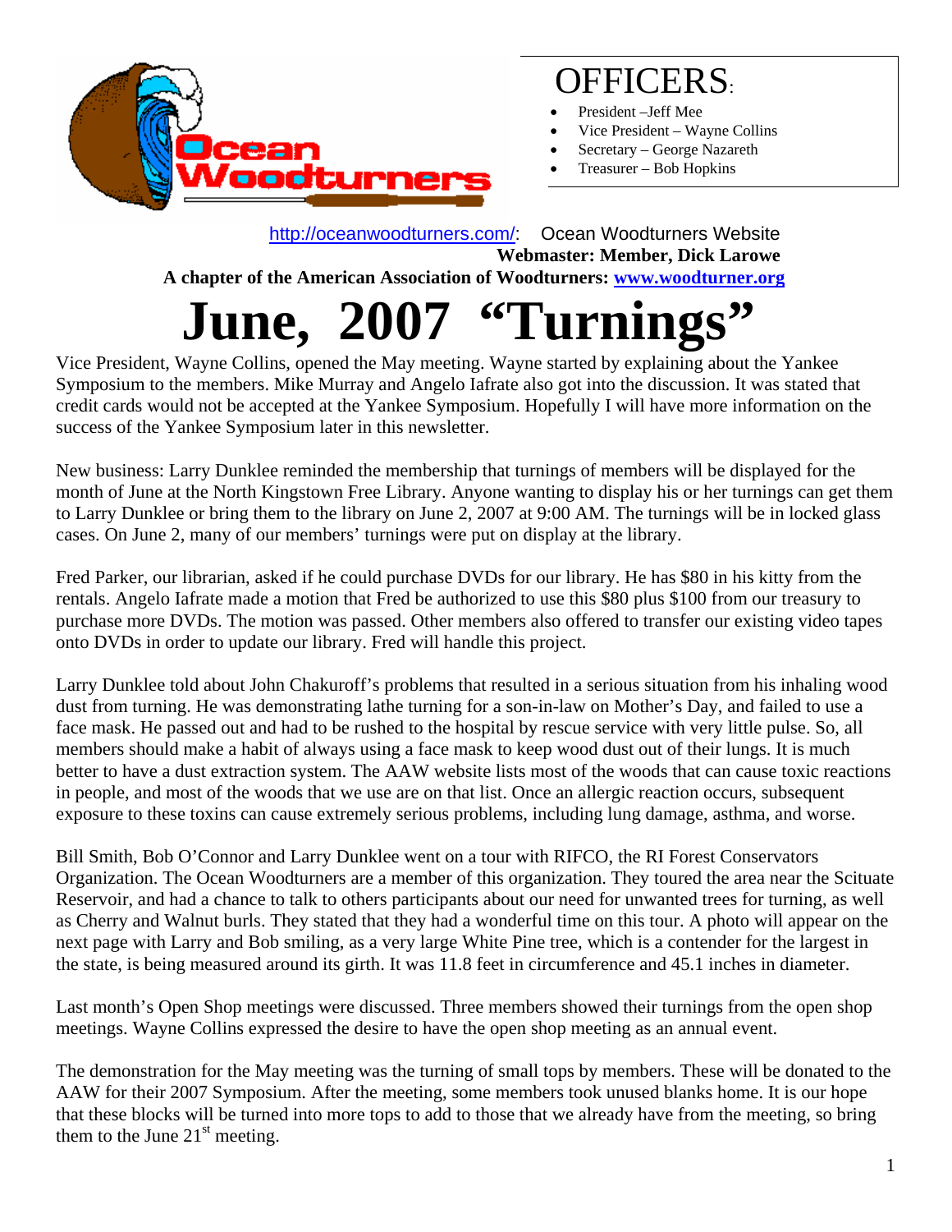Ocean Woodturners

## OFFICERS:

- President –Jeff Mee
- Vice President – Wayne Collins
- Secretary – George Nazareth
- Treasurer – Bob Hopkins

http://oceanwoodturners.com/: Ocean Woodturners Website

**Webmaster: Member, Dick Larowe**

**A chapter of the American Association of Woodturners: www.woodturner.org**

# June, 2007 "Turnings"

Vice President, Wayne Collins, opened the May meeting. Wayne started by explaining about the Yankee Symposium to the members. Mike Murray and Angelo Iafrate also got into the discussion. It was stated that credit cards would not be accepted at the Yankee Symposium. Hopefully I will have more information on the success of the Yankee Symposium later in this newsletter.

New business: Larry Dunklee reminded the membership that turnings of members will be displayed for the month of June at the North Kingstown Free Library. Anyone wanting to display his or her turnings can get them to Larry Dunklee or bring them to the library on June 2, 2007 at 9:00 AM. The turnings will be in locked glass cases. On June 2, many of our members' turnings were put on display at the library.

Fred Parker, our librarian, asked if he could purchase DVDs for our library. He has $80 in his kitty from the rentals. Angelo Iafrate made a motion that Fred be authorized to use this $80 plus $100 from our treasury to purchase more DVDs. The motion was passed. Other members also offered to transfer our existing video tapes onto DVDs in order to update our library. Fred will handle this project.

Larry Dunklee told about John Chakuroff's problems that resulted in a serious situation from his inhaling wood dust from turning. He was demonstrating lathe turning for a son-in-law on Mother's Day, and failed to use a face mask. He passed out and had to be rushed to the hospital by rescue service with very little pulse. So, all members should make a habit of always using a face mask to keep wood dust out of their lungs. It is much better to have a dust extraction system. The AAW website lists most of the woods that can cause toxic reactions in people, and most of the woods that we use are on that list. Once an allergic reaction occurs, subsequent exposure to these toxins can cause extremely serious problems, including lung damage, asthma, and worse.

Bill Smith, Bob O'Connor and Larry Dunklee went on a tour with RIFCO, the RI Forest Conservators Organization. The Ocean Woodturners are a member of this organization. They toured the area near the Scituate Reservoir, and had a chance to talk to others participants about our need for unwanted trees for turning, as well as Cherry and Walnut burls. They stated that they had a wonderful time on this tour. A photo will appear on the next page with Larry and Bob smiling, as a very large White Pine tree, which is a contender for the largest in the state, is being measured around its girth. It was 11.8 feet in circumference and 45.1 inches in diameter.

Last month's Open Shop meetings were discussed. Three members showed their turnings from the open shop meetings. Wayne Collins expressed the desire to have the open shop meeting as an annual event.

The demonstration for the May meeting was the turning of small tops by members. These will be donated to the AAW for their 2007 Symposium. After the meeting, some members took unused blanks home. It is our hope that these blocks will be turned into more tops to add to those that we already have from the meeting, so bring them to the June 21st meeting.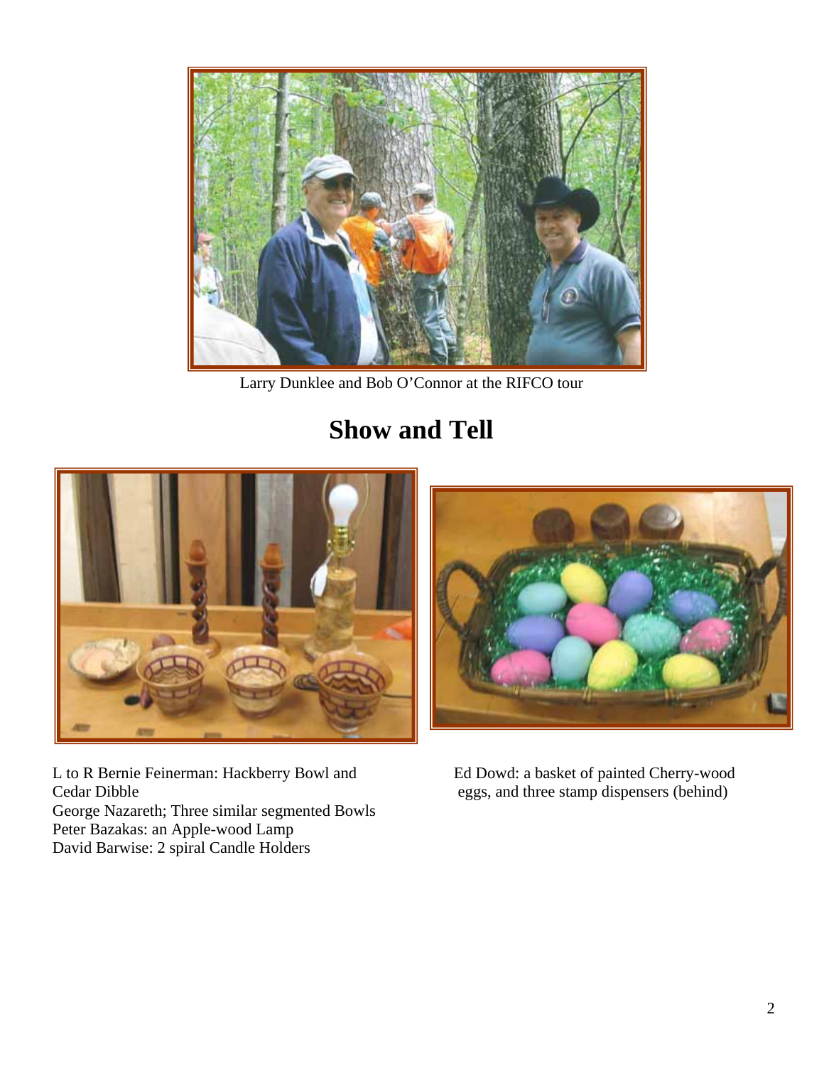Larry Dunklee and Bob O'Connor at the RIFCO tour

# Show and Tell

L to R Bernie Feinerman: Hackberry Bowl and Cedar Dibble
George Nazareth; Three similar segmented Bowls
Peter Bazakas: an Apple-wood Lamp
David Barwise: 2 spiral Candle Holders

Ed Dowd: a basket of painted Cherry-wood eggs, and three stamp dispensers (behind)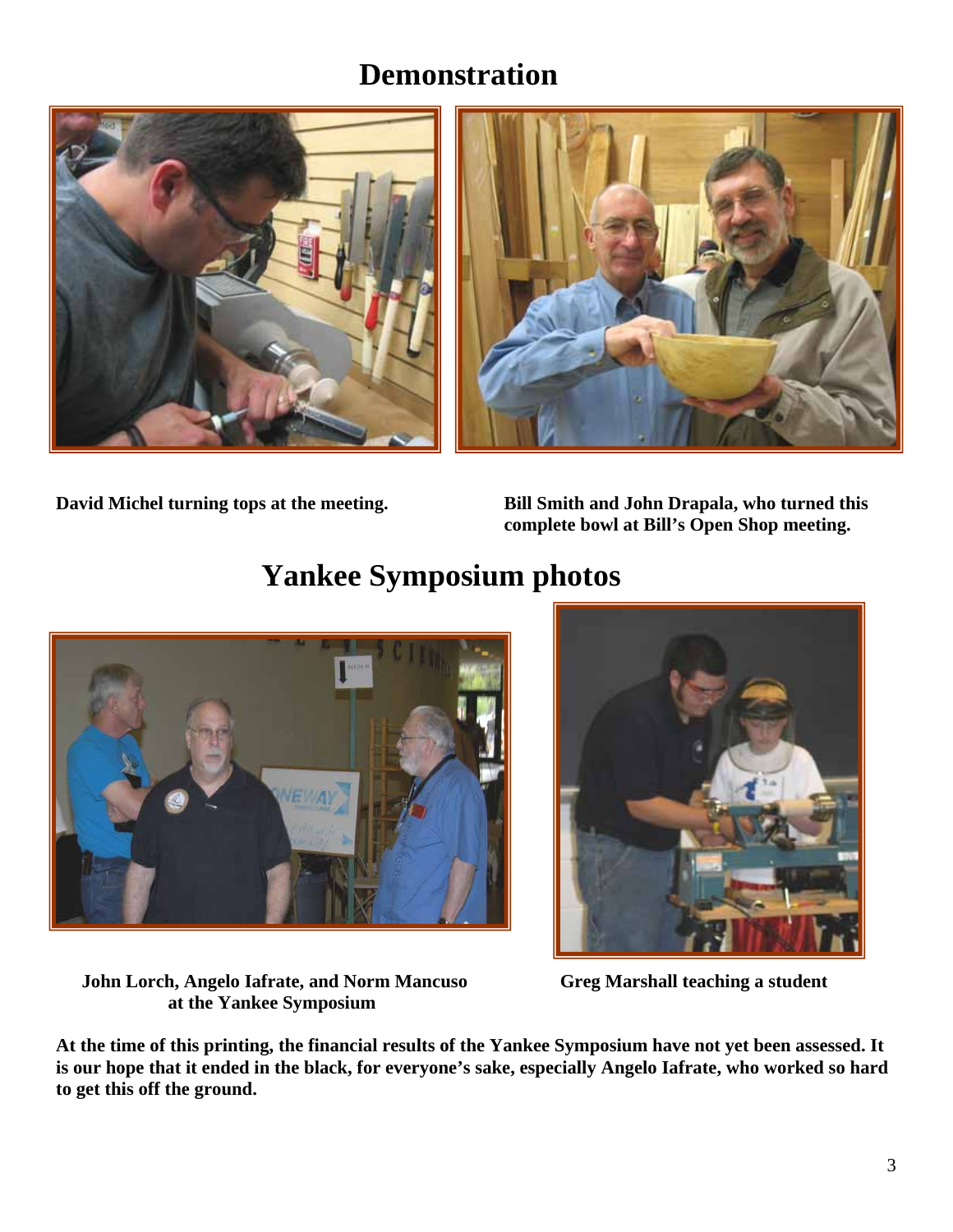# Demonstration

**David Michel turning tops at the meeting.**

**Bill Smith and John Drapala, who turned this complete bowl at Bill's Open Shop meeting.**

# Yankee Symposium photos

**John Lorch, Angelo Iafrate, and Norm Mancuso at the Yankee Symposium**

**Greg Marshall teaching a student**

**At the time of this printing, the financial results of the Yankee Symposium have not yet been assessed. It is our hope that it ended in the black, for everyone's sake, especially Angelo Iafrate, who worked so hard to get this off the ground.**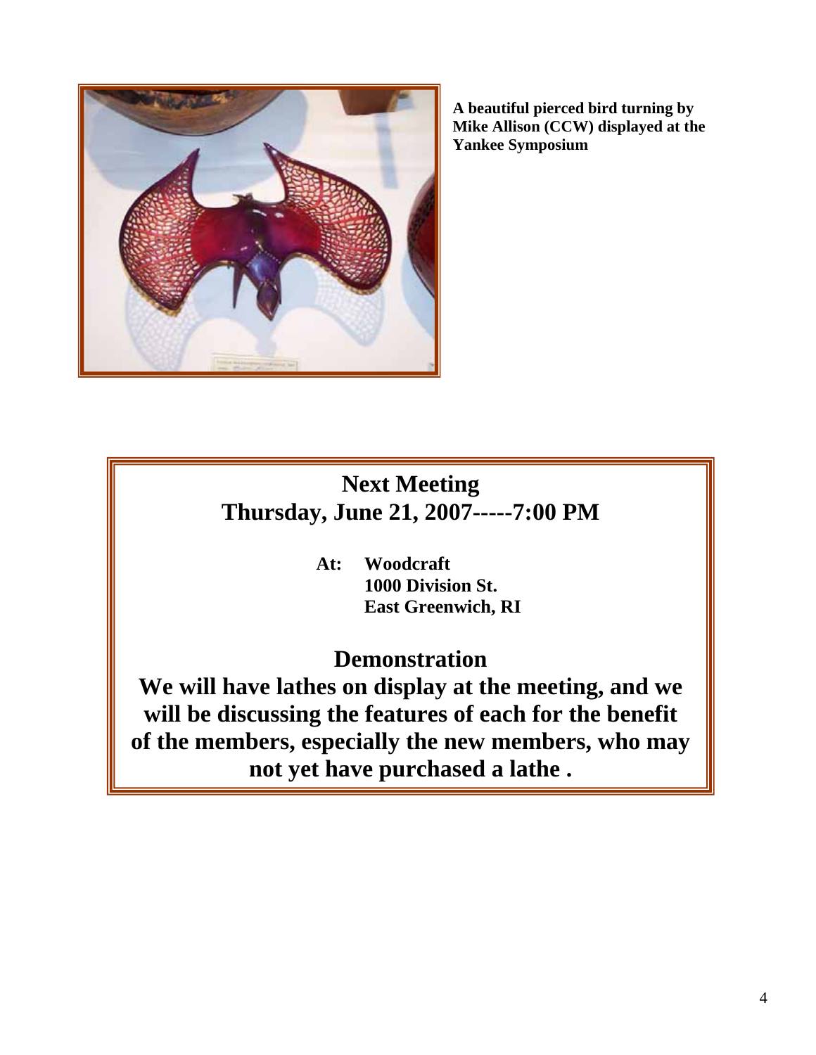**A beautiful pierced bird turning by Mike Allison (CCW) displayed at the Yankee Symposium**

## Next Meeting
## Thursday, June 21, 2007-----7:00 PM

**At: Woodcraft**
**1000 Division St.**
**East Greenwich, RI**

## Demonstration

**We will have lathes on display at the meeting, and we will be discussing the features of each for the benefit of the members, especially the new members, who may not yet have purchased a lathe .**